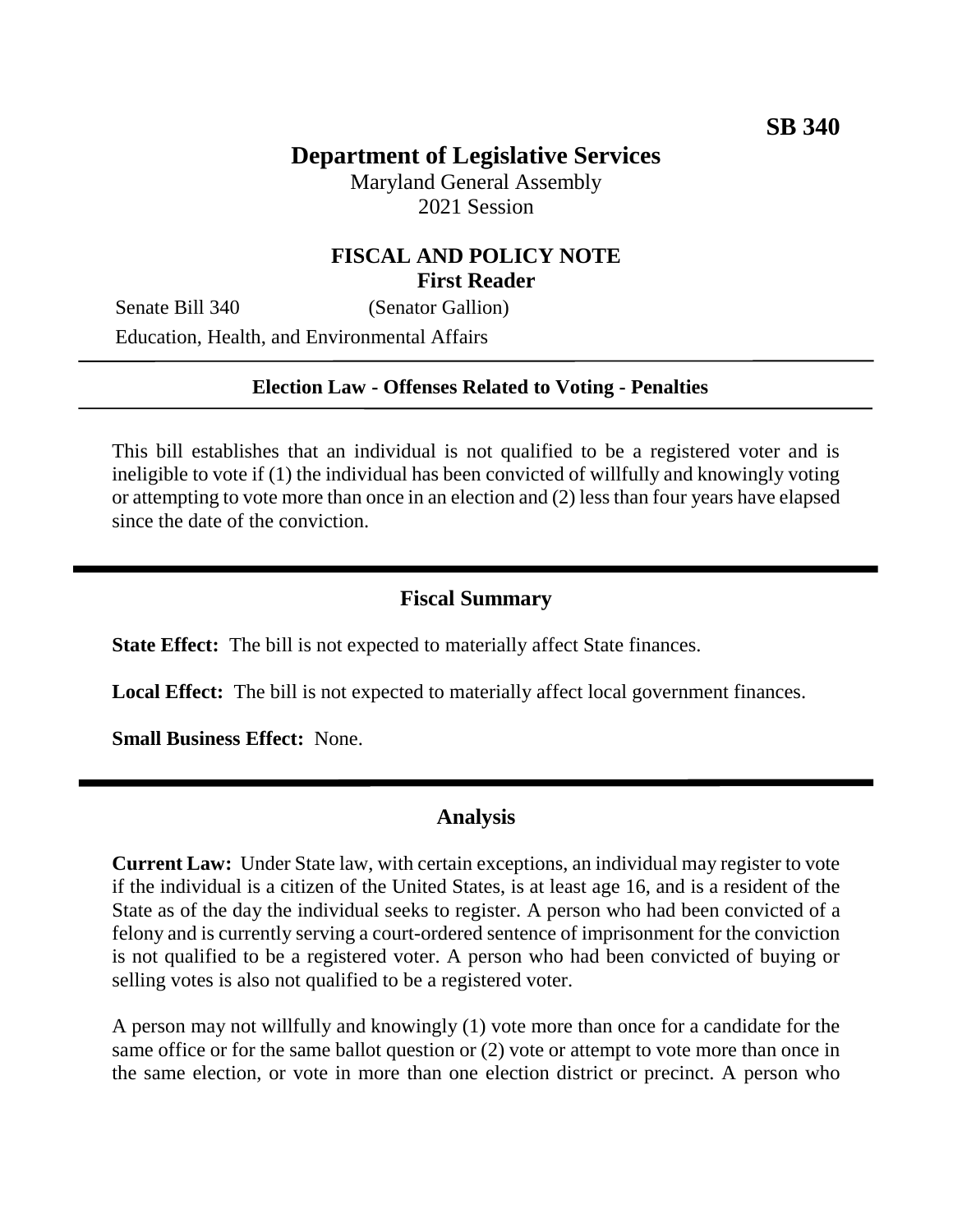**SB 340**

# Department of Legislative Services

Maryland General Assembly
2021 Session

## FISCAL AND POLICY NOTE
**First Reader**

Senate Bill 340 (Senator Gallion)
Education, Health, and Environmental Affairs

---

**Election Law - Offenses Related to Voting - Penalties**

---

This bill establishes that an individual is not qualified to be a registered voter and is ineligible to vote if (1) the individual has been convicted of willfully and knowingly voting or attempting to vote more than once in an election and (2) less than four years have elapsed since the date of the conviction.

---

## Fiscal Summary

**State Effect:** The bill is not expected to materially affect State finances.

**Local Effect:** The bill is not expected to materially affect local government finances.

**Small Business Effect:** None.

---

## Analysis

**Current Law:** Under State law, with certain exceptions, an individual may register to vote if the individual is a citizen of the United States, is at least age 16, and is a resident of the State as of the day the individual seeks to register. A person who had been convicted of a felony and is currently serving a court-ordered sentence of imprisonment for the conviction is not qualified to be a registered voter. A person who had been convicted of buying or selling votes is also not qualified to be a registered voter.

A person may not willfully and knowingly (1) vote more than once for a candidate for the same office or for the same ballot question or (2) vote or attempt to vote more than once in the same election, or vote in more than one election district or precinct. A person who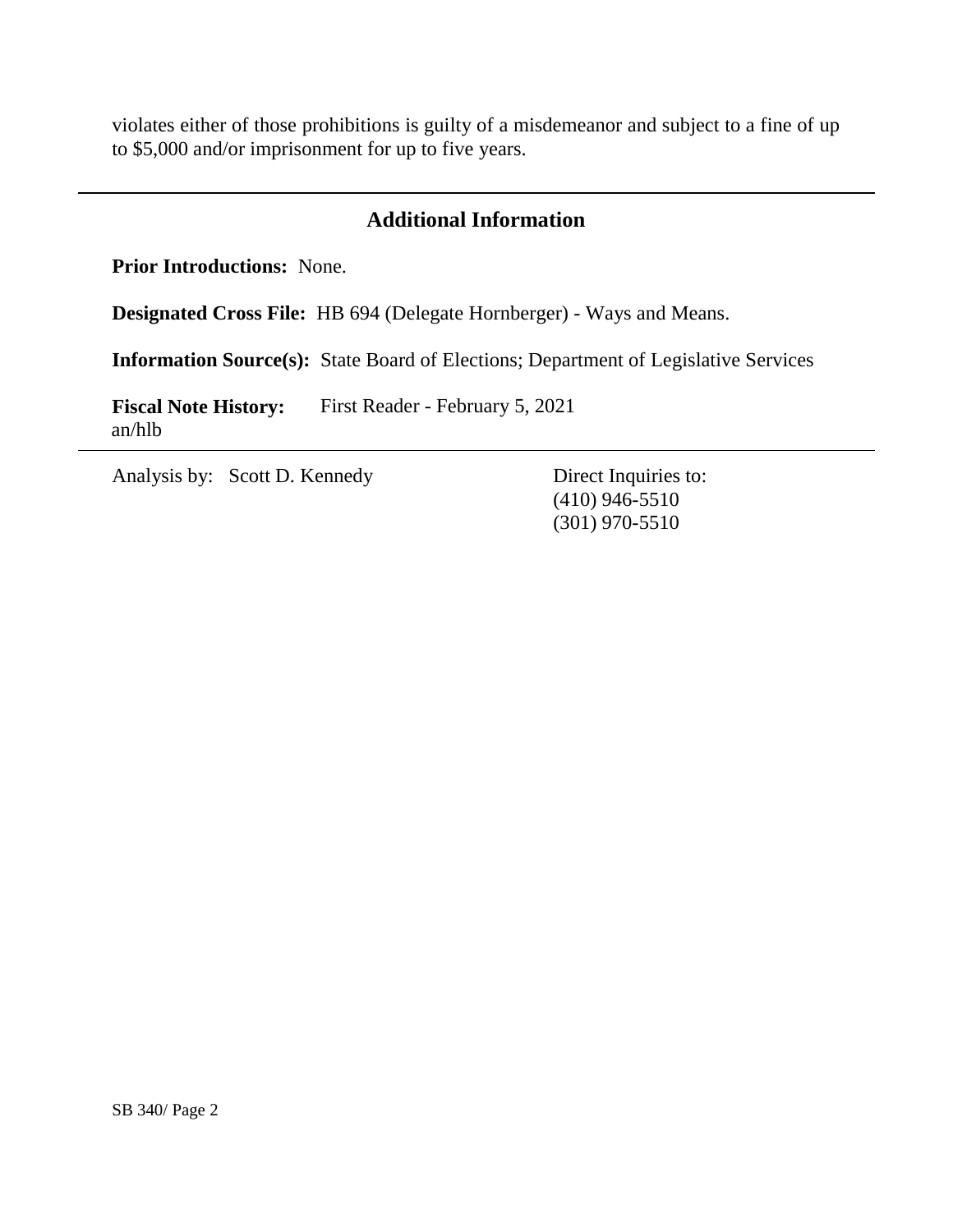violates either of those prohibitions is guilty of a misdemeanor and subject to a fine of up to $5,000 and/or imprisonment for up to five years.

## Additional Information

**Prior Introductions:** None.

**Designated Cross File:** HB 694 (Delegate Hornberger) - Ways and Means.

**Information Source(s):** State Board of Elections; Department of Legislative Services

**Fiscal Note History:** First Reader - February 5, 2021
an/hlb

Analysis by: Scott D. Kennedy

Direct Inquiries to:
(410) 946-5510
(301) 970-5510